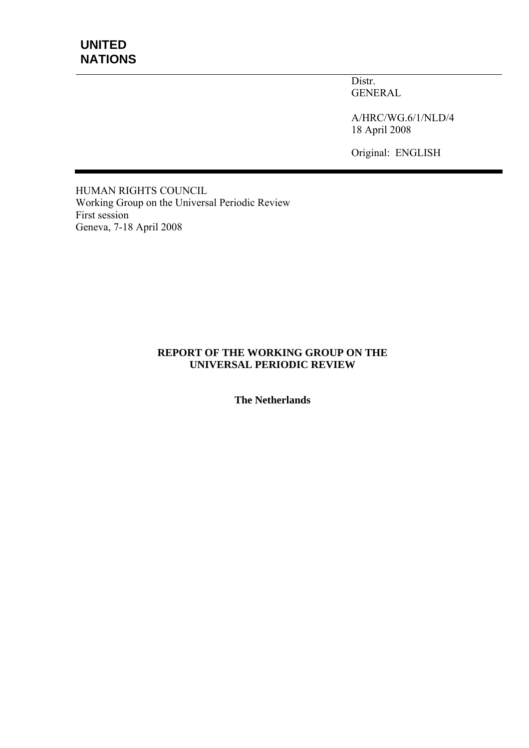**UNITED NATIONS**

Distr.
GENERAL

A/HRC/WG.6/1/NLD/4
18 April 2008

Original: ENGLISH

HUMAN RIGHTS COUNCIL
Working Group on the Universal Periodic Review
First session
Geneva, 7-18 April 2008

# REPORT OF THE WORKING GROUP ON THE UNIVERSAL PERIODIC REVIEW

## The Netherlands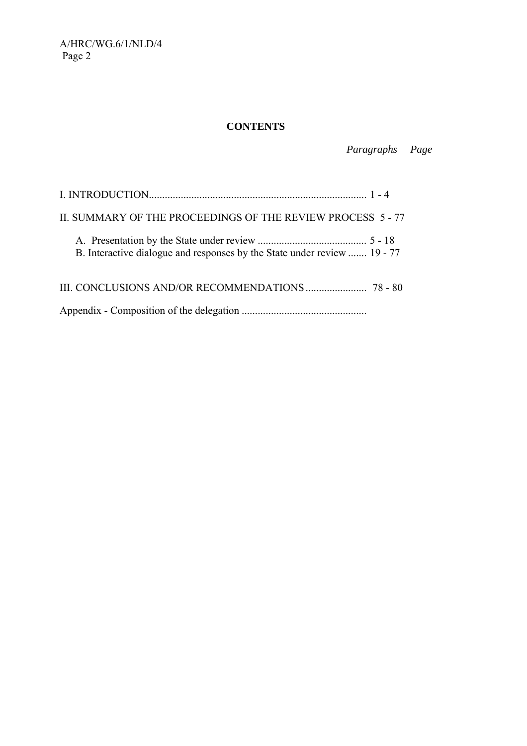**CONTENTS**

| | *Paragraphs* | *Page* |
|---|---|---|
| I. INTRODUCTION | 1 - 4 | |
| II. SUMMARY OF THE PROCEEDINGS OF THE REVIEW PROCESS | 5 - 77 | |
| A. Presentation by the State under review | 5 - 18 | |
| B. Interactive dialogue and responses by the State under review | 19 - 77 | |
| III. CONCLUSIONS AND/OR RECOMMENDATIONS | 78 - 80 | |
| Appendix - Composition of the delegation | | |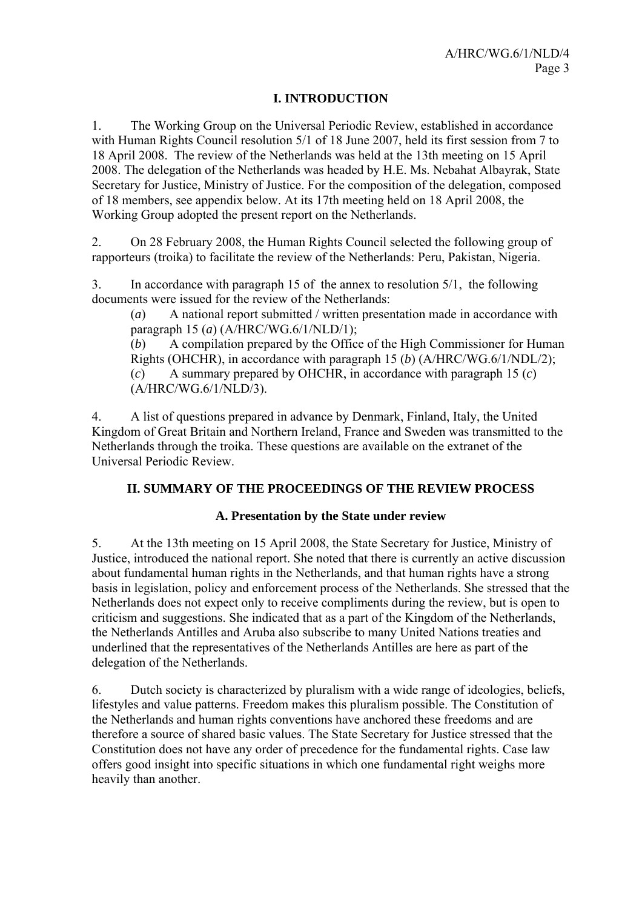## I. INTRODUCTION

1. The Working Group on the Universal Periodic Review, established in accordance with Human Rights Council resolution 5/1 of 18 June 2007, held its first session from 7 to 18 April 2008. The review of the Netherlands was held at the 13th meeting on 15 April 2008. The delegation of the Netherlands was headed by H.E. Ms. Nebahat Albayrak, State Secretary for Justice, Ministry of Justice. For the composition of the delegation, composed of 18 members, see appendix below. At its 17th meeting held on 18 April 2008, the Working Group adopted the present report on the Netherlands.

2. On 28 February 2008, the Human Rights Council selected the following group of rapporteurs (troika) to facilitate the review of the Netherlands: Peru, Pakistan, Nigeria.

3. In accordance with paragraph 15 of the annex to resolution 5/1, the following documents were issued for the review of the Netherlands:

(*a*) A national report submitted / written presentation made in accordance with paragraph 15 (*a*) (A/HRC/WG.6/1/NLD/1);

(*b*) A compilation prepared by the Office of the High Commissioner for Human Rights (OHCHR), in accordance with paragraph 15 (*b*) (A/HRC/WG.6/1/NDL/2);

(*c*) A summary prepared by OHCHR, in accordance with paragraph 15 (*c*) (A/HRC/WG.6/1/NLD/3).

4. A list of questions prepared in advance by Denmark, Finland, Italy, the United Kingdom of Great Britain and Northern Ireland, France and Sweden was transmitted to the Netherlands through the troika. These questions are available on the extranet of the Universal Periodic Review.

## II. SUMMARY OF THE PROCEEDINGS OF THE REVIEW PROCESS

### A. Presentation by the State under review

5. At the 13th meeting on 15 April 2008, the State Secretary for Justice, Ministry of Justice, introduced the national report. She noted that there is currently an active discussion about fundamental human rights in the Netherlands, and that human rights have a strong basis in legislation, policy and enforcement process of the Netherlands. She stressed that the Netherlands does not expect only to receive compliments during the review, but is open to criticism and suggestions. She indicated that as a part of the Kingdom of the Netherlands, the Netherlands Antilles and Aruba also subscribe to many United Nations treaties and underlined that the representatives of the Netherlands Antilles are here as part of the delegation of the Netherlands.

6. Dutch society is characterized by pluralism with a wide range of ideologies, beliefs, lifestyles and value patterns. Freedom makes this pluralism possible. The Constitution of the Netherlands and human rights conventions have anchored these freedoms and are therefore a source of shared basic values. The State Secretary for Justice stressed that the Constitution does not have any order of precedence for the fundamental rights. Case law offers good insight into specific situations in which one fundamental right weighs more heavily than another.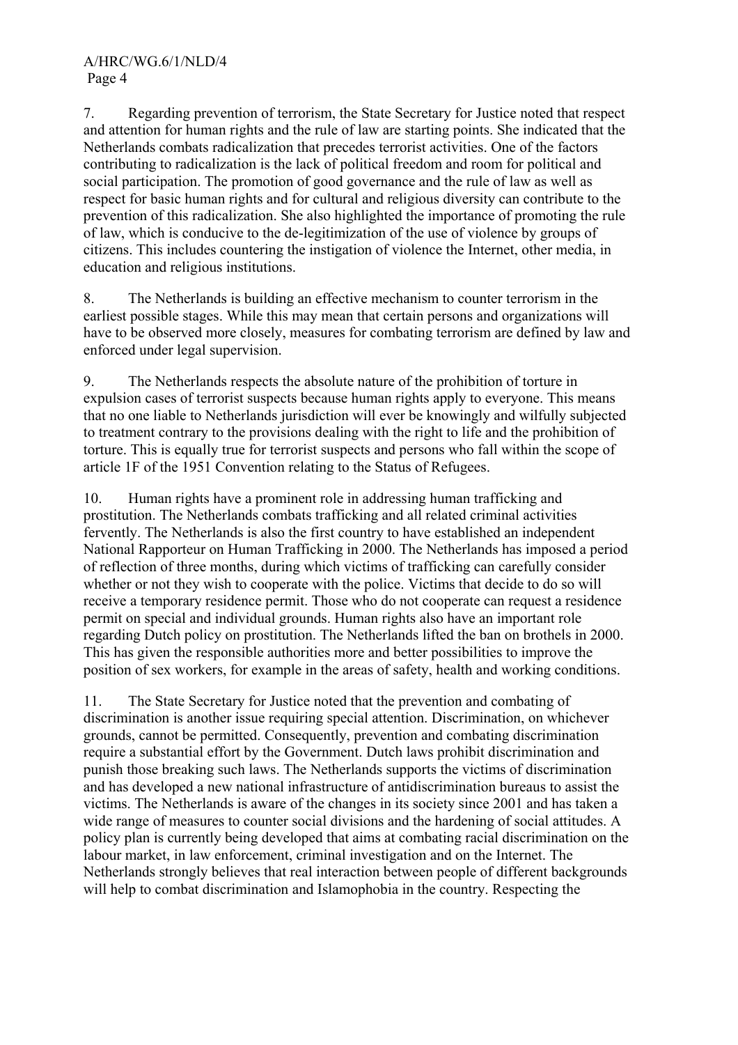7. Regarding prevention of terrorism, the State Secretary for Justice noted that respect and attention for human rights and the rule of law are starting points. She indicated that the Netherlands combats radicalization that precedes terrorist activities. One of the factors contributing to radicalization is the lack of political freedom and room for political and social participation. The promotion of good governance and the rule of law as well as respect for basic human rights and for cultural and religious diversity can contribute to the prevention of this radicalization. She also highlighted the importance of promoting the rule of law, which is conducive to the de-legitimization of the use of violence by groups of citizens. This includes countering the instigation of violence the Internet, other media, in education and religious institutions.

8. The Netherlands is building an effective mechanism to counter terrorism in the earliest possible stages. While this may mean that certain persons and organizations will have to be observed more closely, measures for combating terrorism are defined by law and enforced under legal supervision.

9. The Netherlands respects the absolute nature of the prohibition of torture in expulsion cases of terrorist suspects because human rights apply to everyone. This means that no one liable to Netherlands jurisdiction will ever be knowingly and wilfully subjected to treatment contrary to the provisions dealing with the right to life and the prohibition of torture. This is equally true for terrorist suspects and persons who fall within the scope of article 1F of the 1951 Convention relating to the Status of Refugees.

10. Human rights have a prominent role in addressing human trafficking and prostitution. The Netherlands combats trafficking and all related criminal activities fervently. The Netherlands is also the first country to have established an independent National Rapporteur on Human Trafficking in 2000. The Netherlands has imposed a period of reflection of three months, during which victims of trafficking can carefully consider whether or not they wish to cooperate with the police. Victims that decide to do so will receive a temporary residence permit. Those who do not cooperate can request a residence permit on special and individual grounds. Human rights also have an important role regarding Dutch policy on prostitution. The Netherlands lifted the ban on brothels in 2000. This has given the responsible authorities more and better possibilities to improve the position of sex workers, for example in the areas of safety, health and working conditions.

11. The State Secretary for Justice noted that the prevention and combating of discrimination is another issue requiring special attention. Discrimination, on whichever grounds, cannot be permitted. Consequently, prevention and combating discrimination require a substantial effort by the Government. Dutch laws prohibit discrimination and punish those breaking such laws. The Netherlands supports the victims of discrimination and has developed a new national infrastructure of antidiscrimination bureaus to assist the victims. The Netherlands is aware of the changes in its society since 2001 and has taken a wide range of measures to counter social divisions and the hardening of social attitudes. A policy plan is currently being developed that aims at combating racial discrimination on the labour market, in law enforcement, criminal investigation and on the Internet. The Netherlands strongly believes that real interaction between people of different backgrounds will help to combat discrimination and Islamophobia in the country. Respecting the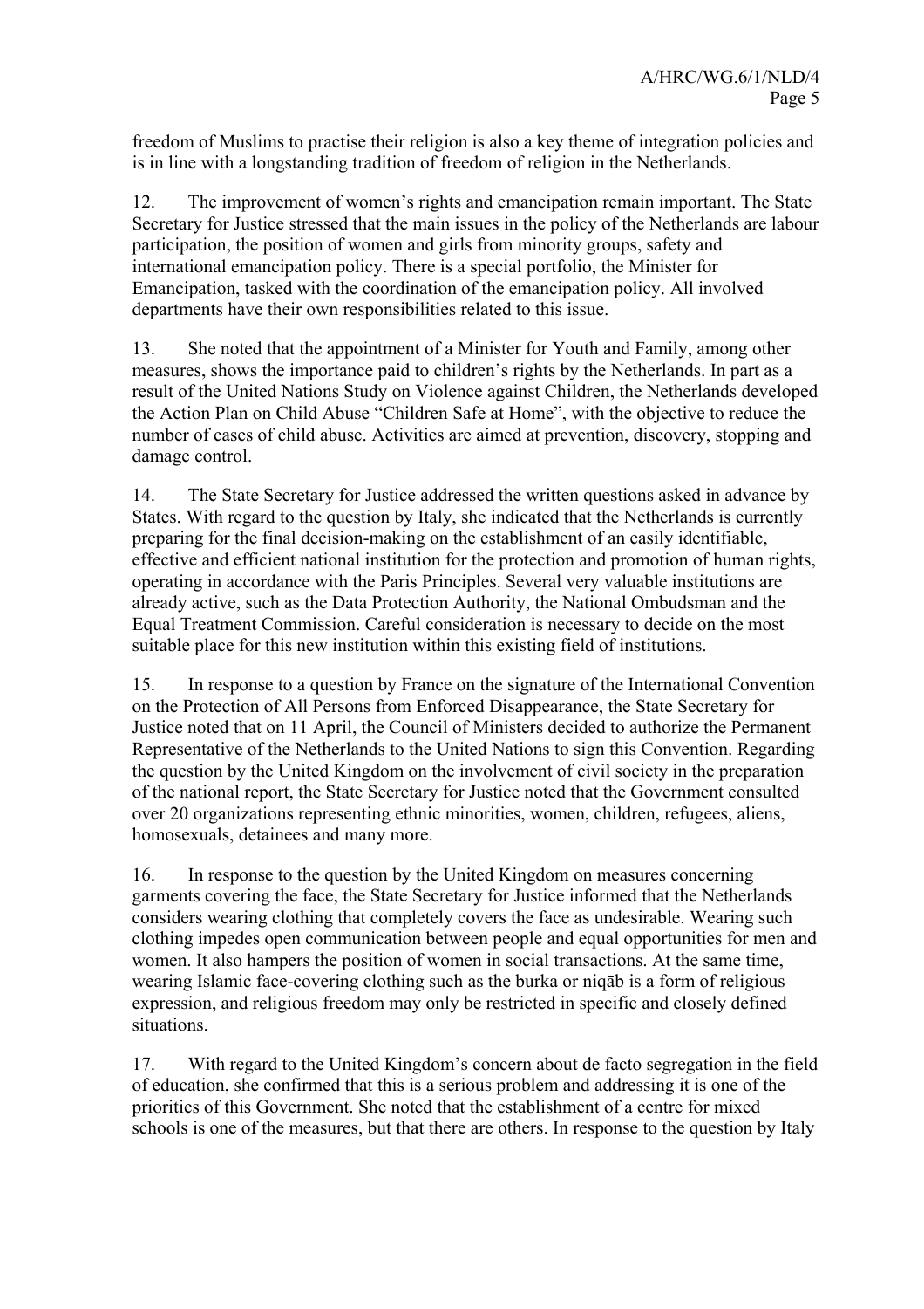freedom of Muslims to practise their religion is also a key theme of integration policies and is in line with a longstanding tradition of freedom of religion in the Netherlands.

12. The improvement of women's rights and emancipation remain important. The State Secretary for Justice stressed that the main issues in the policy of the Netherlands are labour participation, the position of women and girls from minority groups, safety and international emancipation policy. There is a special portfolio, the Minister for Emancipation, tasked with the coordination of the emancipation policy. All involved departments have their own responsibilities related to this issue.

13. She noted that the appointment of a Minister for Youth and Family, among other measures, shows the importance paid to children's rights by the Netherlands. In part as a result of the United Nations Study on Violence against Children, the Netherlands developed the Action Plan on Child Abuse "Children Safe at Home", with the objective to reduce the number of cases of child abuse. Activities are aimed at prevention, discovery, stopping and damage control.

14. The State Secretary for Justice addressed the written questions asked in advance by States. With regard to the question by Italy, she indicated that the Netherlands is currently preparing for the final decision-making on the establishment of an easily identifiable, effective and efficient national institution for the protection and promotion of human rights, operating in accordance with the Paris Principles. Several very valuable institutions are already active, such as the Data Protection Authority, the National Ombudsman and the Equal Treatment Commission. Careful consideration is necessary to decide on the most suitable place for this new institution within this existing field of institutions.

15. In response to a question by France on the signature of the International Convention on the Protection of All Persons from Enforced Disappearance, the State Secretary for Justice noted that on 11 April, the Council of Ministers decided to authorize the Permanent Representative of the Netherlands to the United Nations to sign this Convention. Regarding the question by the United Kingdom on the involvement of civil society in the preparation of the national report, the State Secretary for Justice noted that the Government consulted over 20 organizations representing ethnic minorities, women, children, refugees, aliens, homosexuals, detainees and many more.

16. In response to the question by the United Kingdom on measures concerning garments covering the face, the State Secretary for Justice informed that the Netherlands considers wearing clothing that completely covers the face as undesirable. Wearing such clothing impedes open communication between people and equal opportunities for men and women. It also hampers the position of women in social transactions. At the same time, wearing Islamic face-covering clothing such as the burka or niqāb is a form of religious expression, and religious freedom may only be restricted in specific and closely defined situations.

17. With regard to the United Kingdom's concern about de facto segregation in the field of education, she confirmed that this is a serious problem and addressing it is one of the priorities of this Government. She noted that the establishment of a centre for mixed schools is one of the measures, but that there are others. In response to the question by Italy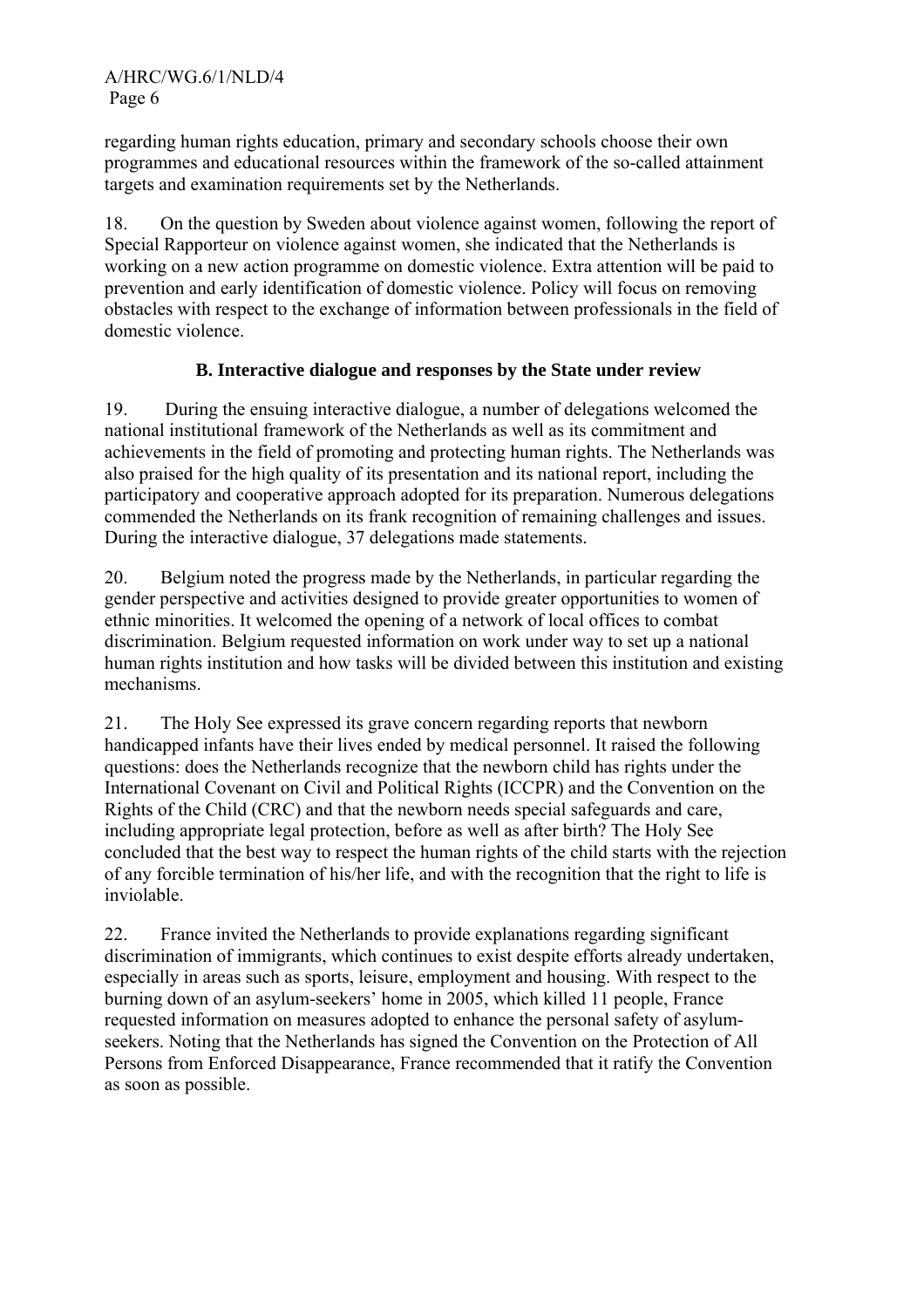regarding human rights education, primary and secondary schools choose their own programmes and educational resources within the framework of the so-called attainment targets and examination requirements set by the Netherlands.

18. On the question by Sweden about violence against women, following the report of Special Rapporteur on violence against women, she indicated that the Netherlands is working on a new action programme on domestic violence. Extra attention will be paid to prevention and early identification of domestic violence. Policy will focus on removing obstacles with respect to the exchange of information between professionals in the field of domestic violence.

### B. Interactive dialogue and responses by the State under review

19. During the ensuing interactive dialogue, a number of delegations welcomed the national institutional framework of the Netherlands as well as its commitment and achievements in the field of promoting and protecting human rights. The Netherlands was also praised for the high quality of its presentation and its national report, including the participatory and cooperative approach adopted for its preparation. Numerous delegations commended the Netherlands on its frank recognition of remaining challenges and issues. During the interactive dialogue, 37 delegations made statements.

20. Belgium noted the progress made by the Netherlands, in particular regarding the gender perspective and activities designed to provide greater opportunities to women of ethnic minorities. It welcomed the opening of a network of local offices to combat discrimination. Belgium requested information on work under way to set up a national human rights institution and how tasks will be divided between this institution and existing mechanisms.

21. The Holy See expressed its grave concern regarding reports that newborn handicapped infants have their lives ended by medical personnel. It raised the following questions: does the Netherlands recognize that the newborn child has rights under the International Covenant on Civil and Political Rights (ICCPR) and the Convention on the Rights of the Child (CRC) and that the newborn needs special safeguards and care, including appropriate legal protection, before as well as after birth? The Holy See concluded that the best way to respect the human rights of the child starts with the rejection of any forcible termination of his/her life, and with the recognition that the right to life is inviolable.

22. France invited the Netherlands to provide explanations regarding significant discrimination of immigrants, which continues to exist despite efforts already undertaken, especially in areas such as sports, leisure, employment and housing. With respect to the burning down of an asylum-seekers' home in 2005, which killed 11 people, France requested information on measures adopted to enhance the personal safety of asylum-seekers. Noting that the Netherlands has signed the Convention on the Protection of All Persons from Enforced Disappearance, France recommended that it ratify the Convention as soon as possible.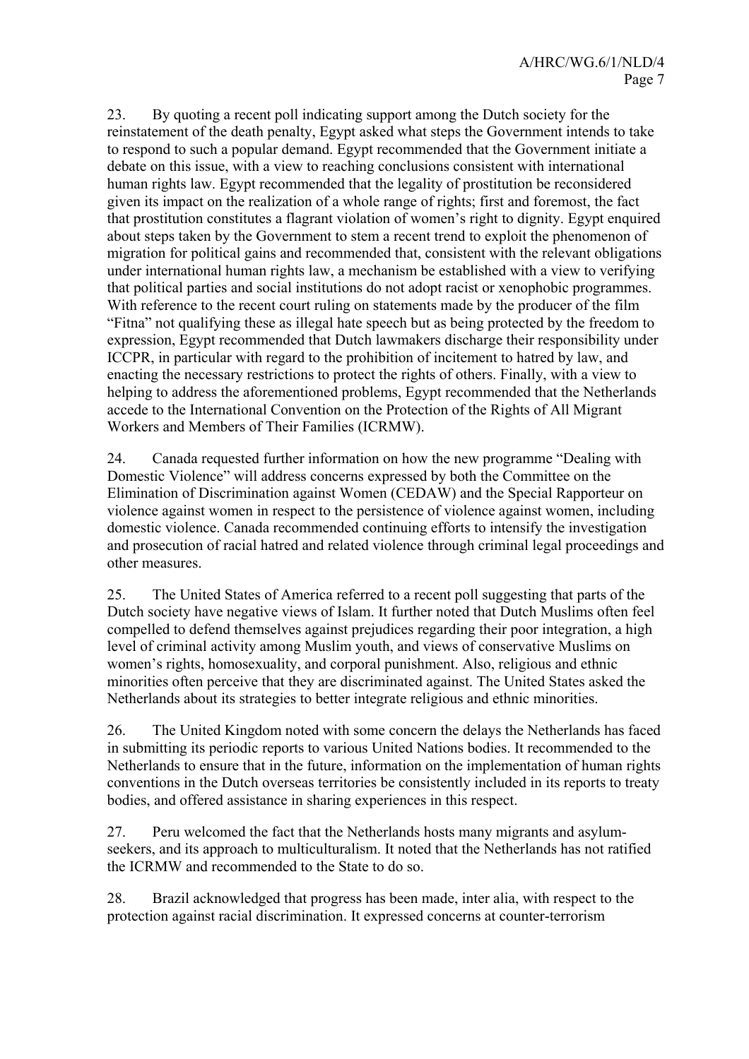23. By quoting a recent poll indicating support among the Dutch society for the reinstatement of the death penalty, Egypt asked what steps the Government intends to take to respond to such a popular demand. Egypt recommended that the Government initiate a debate on this issue, with a view to reaching conclusions consistent with international human rights law. Egypt recommended that the legality of prostitution be reconsidered given its impact on the realization of a whole range of rights; first and foremost, the fact that prostitution constitutes a flagrant violation of women's right to dignity. Egypt enquired about steps taken by the Government to stem a recent trend to exploit the phenomenon of migration for political gains and recommended that, consistent with the relevant obligations under international human rights law, a mechanism be established with a view to verifying that political parties and social institutions do not adopt racist or xenophobic programmes. With reference to the recent court ruling on statements made by the producer of the film "Fitna" not qualifying these as illegal hate speech but as being protected by the freedom to expression, Egypt recommended that Dutch lawmakers discharge their responsibility under ICCPR, in particular with regard to the prohibition of incitement to hatred by law, and enacting the necessary restrictions to protect the rights of others. Finally, with a view to helping to address the aforementioned problems, Egypt recommended that the Netherlands accede to the International Convention on the Protection of the Rights of All Migrant Workers and Members of Their Families (ICRMW).

24. Canada requested further information on how the new programme "Dealing with Domestic Violence" will address concerns expressed by both the Committee on the Elimination of Discrimination against Women (CEDAW) and the Special Rapporteur on violence against women in respect to the persistence of violence against women, including domestic violence. Canada recommended continuing efforts to intensify the investigation and prosecution of racial hatred and related violence through criminal legal proceedings and other measures.

25. The United States of America referred to a recent poll suggesting that parts of the Dutch society have negative views of Islam. It further noted that Dutch Muslims often feel compelled to defend themselves against prejudices regarding their poor integration, a high level of criminal activity among Muslim youth, and views of conservative Muslims on women's rights, homosexuality, and corporal punishment. Also, religious and ethnic minorities often perceive that they are discriminated against. The United States asked the Netherlands about its strategies to better integrate religious and ethnic minorities.

26. The United Kingdom noted with some concern the delays the Netherlands has faced in submitting its periodic reports to various United Nations bodies. It recommended to the Netherlands to ensure that in the future, information on the implementation of human rights conventions in the Dutch overseas territories be consistently included in its reports to treaty bodies, and offered assistance in sharing experiences in this respect.

27. Peru welcomed the fact that the Netherlands hosts many migrants and asylum-seekers, and its approach to multiculturalism. It noted that the Netherlands has not ratified the ICRMW and recommended to the State to do so.

28. Brazil acknowledged that progress has been made, inter alia, with respect to the protection against racial discrimination. It expressed concerns at counter-terrorism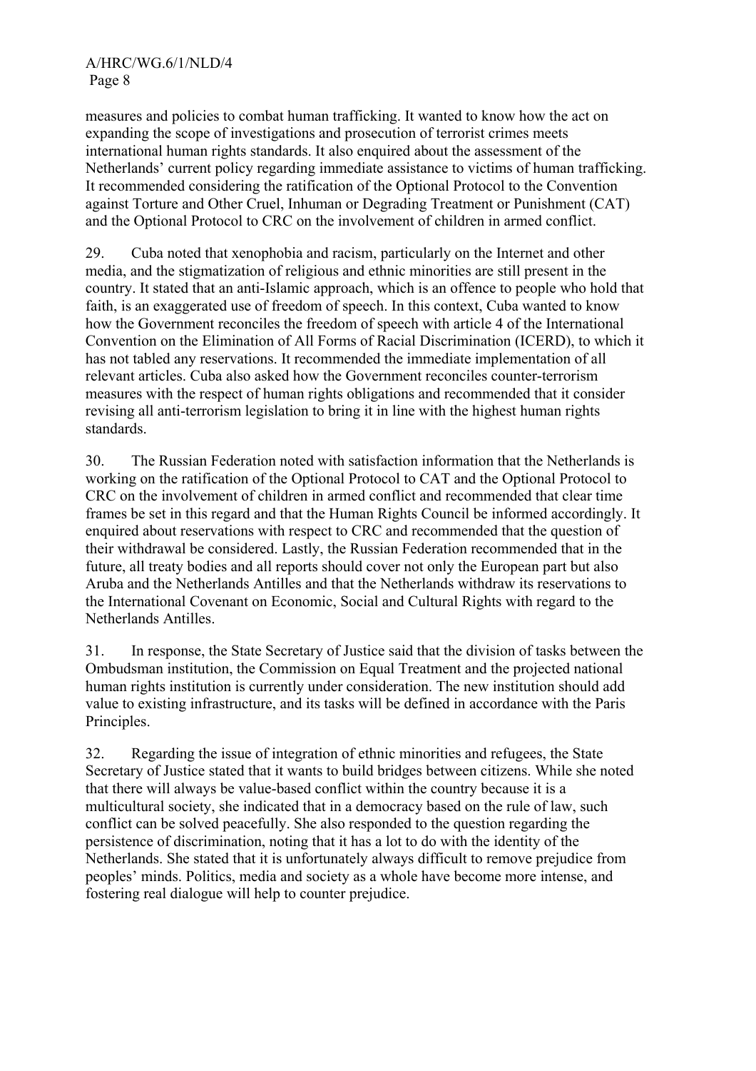measures and policies to combat human trafficking. It wanted to know how the act on expanding the scope of investigations and prosecution of terrorist crimes meets international human rights standards. It also enquired about the assessment of the Netherlands' current policy regarding immediate assistance to victims of human trafficking. It recommended considering the ratification of the Optional Protocol to the Convention against Torture and Other Cruel, Inhuman or Degrading Treatment or Punishment (CAT) and the Optional Protocol to CRC on the involvement of children in armed conflict.

29. Cuba noted that xenophobia and racism, particularly on the Internet and other media, and the stigmatization of religious and ethnic minorities are still present in the country. It stated that an anti-Islamic approach, which is an offence to people who hold that faith, is an exaggerated use of freedom of speech. In this context, Cuba wanted to know how the Government reconciles the freedom of speech with article 4 of the International Convention on the Elimination of All Forms of Racial Discrimination (ICERD), to which it has not tabled any reservations. It recommended the immediate implementation of all relevant articles. Cuba also asked how the Government reconciles counter-terrorism measures with the respect of human rights obligations and recommended that it consider revising all anti-terrorism legislation to bring it in line with the highest human rights standards.

30. The Russian Federation noted with satisfaction information that the Netherlands is working on the ratification of the Optional Protocol to CAT and the Optional Protocol to CRC on the involvement of children in armed conflict and recommended that clear time frames be set in this regard and that the Human Rights Council be informed accordingly. It enquired about reservations with respect to CRC and recommended that the question of their withdrawal be considered. Lastly, the Russian Federation recommended that in the future, all treaty bodies and all reports should cover not only the European part but also Aruba and the Netherlands Antilles and that the Netherlands withdraw its reservations to the International Covenant on Economic, Social and Cultural Rights with regard to the Netherlands Antilles.

31. In response, the State Secretary of Justice said that the division of tasks between the Ombudsman institution, the Commission on Equal Treatment and the projected national human rights institution is currently under consideration. The new institution should add value to existing infrastructure, and its tasks will be defined in accordance with the Paris Principles.

32. Regarding the issue of integration of ethnic minorities and refugees, the State Secretary of Justice stated that it wants to build bridges between citizens. While she noted that there will always be value-based conflict within the country because it is a multicultural society, she indicated that in a democracy based on the rule of law, such conflict can be solved peacefully. She also responded to the question regarding the persistence of discrimination, noting that it has a lot to do with the identity of the Netherlands. She stated that it is unfortunately always difficult to remove prejudice from peoples' minds. Politics, media and society as a whole have become more intense, and fostering real dialogue will help to counter prejudice.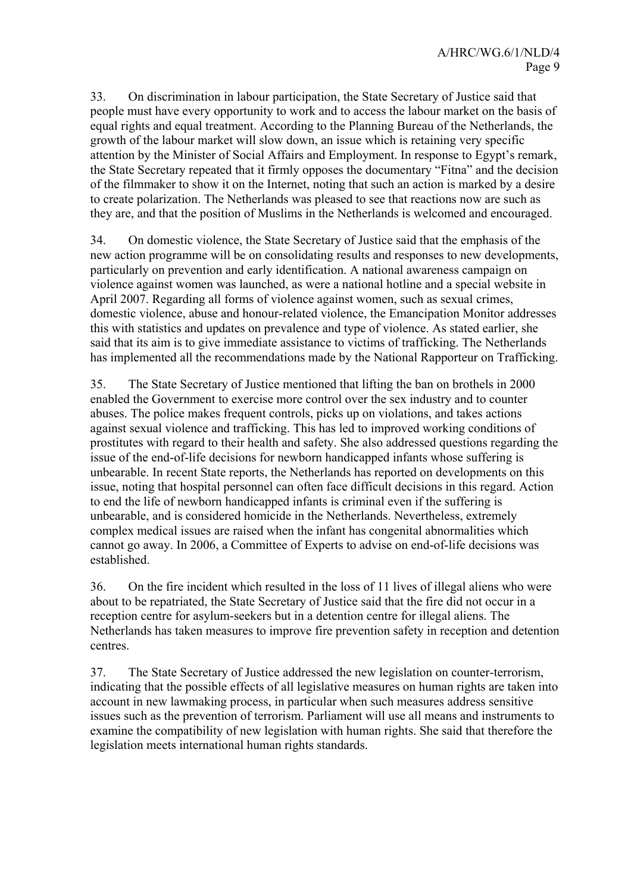33. On discrimination in labour participation, the State Secretary of Justice said that people must have every opportunity to work and to access the labour market on the basis of equal rights and equal treatment. According to the Planning Bureau of the Netherlands, the growth of the labour market will slow down, an issue which is retaining very specific attention by the Minister of Social Affairs and Employment. In response to Egypt's remark, the State Secretary repeated that it firmly opposes the documentary "Fitna" and the decision of the filmmaker to show it on the Internet, noting that such an action is marked by a desire to create polarization. The Netherlands was pleased to see that reactions now are such as they are, and that the position of Muslims in the Netherlands is welcomed and encouraged.

34. On domestic violence, the State Secretary of Justice said that the emphasis of the new action programme will be on consolidating results and responses to new developments, particularly on prevention and early identification. A national awareness campaign on violence against women was launched, as were a national hotline and a special website in April 2007. Regarding all forms of violence against women, such as sexual crimes, domestic violence, abuse and honour-related violence, the Emancipation Monitor addresses this with statistics and updates on prevalence and type of violence. As stated earlier, she said that its aim is to give immediate assistance to victims of trafficking. The Netherlands has implemented all the recommendations made by the National Rapporteur on Trafficking.

35. The State Secretary of Justice mentioned that lifting the ban on brothels in 2000 enabled the Government to exercise more control over the sex industry and to counter abuses. The police makes frequent controls, picks up on violations, and takes actions against sexual violence and trafficking. This has led to improved working conditions of prostitutes with regard to their health and safety. She also addressed questions regarding the issue of the end-of-life decisions for newborn handicapped infants whose suffering is unbearable. In recent State reports, the Netherlands has reported on developments on this issue, noting that hospital personnel can often face difficult decisions in this regard. Action to end the life of newborn handicapped infants is criminal even if the suffering is unbearable, and is considered homicide in the Netherlands. Nevertheless, extremely complex medical issues are raised when the infant has congenital abnormalities which cannot go away. In 2006, a Committee of Experts to advise on end-of-life decisions was established.

36. On the fire incident which resulted in the loss of 11 lives of illegal aliens who were about to be repatriated, the State Secretary of Justice said that the fire did not occur in a reception centre for asylum-seekers but in a detention centre for illegal aliens. The Netherlands has taken measures to improve fire prevention safety in reception and detention centres.

37. The State Secretary of Justice addressed the new legislation on counter-terrorism, indicating that the possible effects of all legislative measures on human rights are taken into account in new lawmaking process, in particular when such measures address sensitive issues such as the prevention of terrorism. Parliament will use all means and instruments to examine the compatibility of new legislation with human rights. She said that therefore the legislation meets international human rights standards.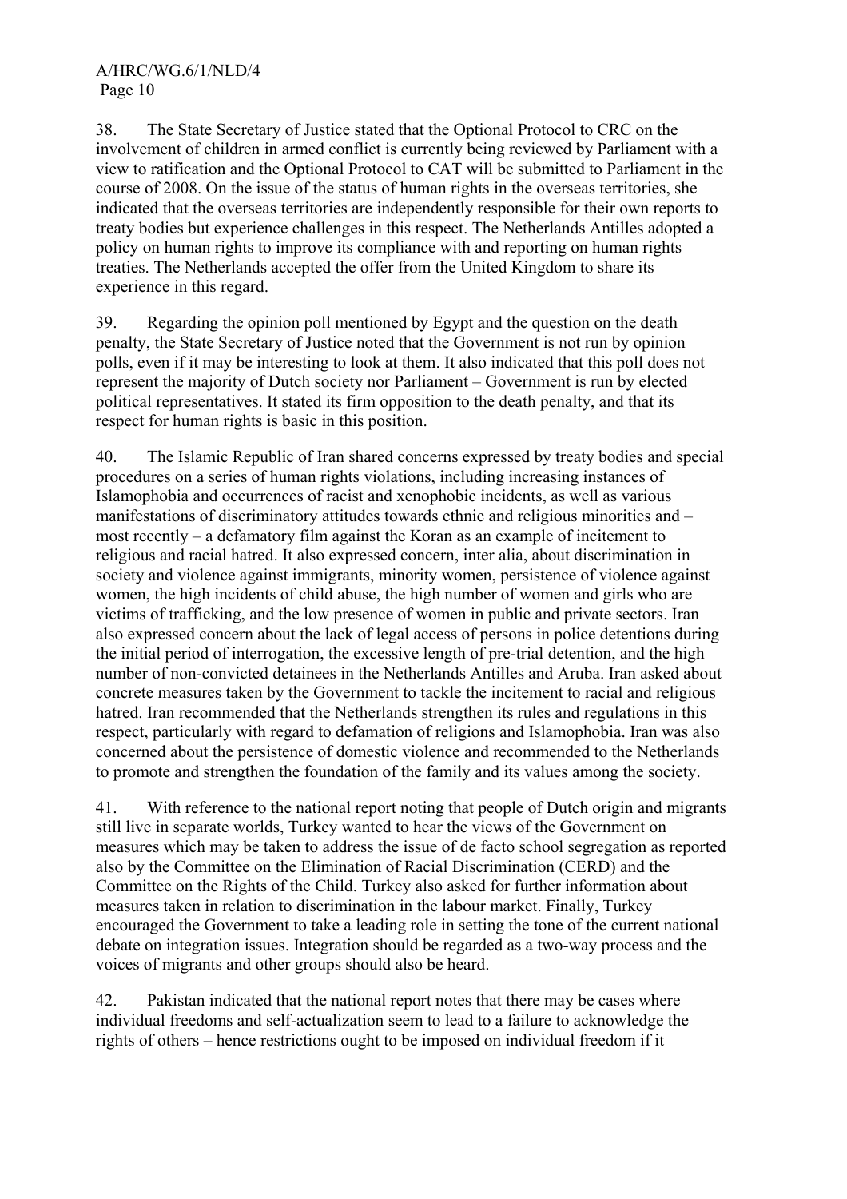38. The State Secretary of Justice stated that the Optional Protocol to CRC on the involvement of children in armed conflict is currently being reviewed by Parliament with a view to ratification and the Optional Protocol to CAT will be submitted to Parliament in the course of 2008. On the issue of the status of human rights in the overseas territories, she indicated that the overseas territories are independently responsible for their own reports to treaty bodies but experience challenges in this respect. The Netherlands Antilles adopted a policy on human rights to improve its compliance with and reporting on human rights treaties. The Netherlands accepted the offer from the United Kingdom to share its experience in this regard.

39. Regarding the opinion poll mentioned by Egypt and the question on the death penalty, the State Secretary of Justice noted that the Government is not run by opinion polls, even if it may be interesting to look at them. It also indicated that this poll does not represent the majority of Dutch society nor Parliament – Government is run by elected political representatives. It stated its firm opposition to the death penalty, and that its respect for human rights is basic in this position.

40. The Islamic Republic of Iran shared concerns expressed by treaty bodies and special procedures on a series of human rights violations, including increasing instances of Islamophobia and occurrences of racist and xenophobic incidents, as well as various manifestations of discriminatory attitudes towards ethnic and religious minorities and – most recently – a defamatory film against the Koran as an example of incitement to religious and racial hatred. It also expressed concern, inter alia, about discrimination in society and violence against immigrants, minority women, persistence of violence against women, the high incidents of child abuse, the high number of women and girls who are victims of trafficking, and the low presence of women in public and private sectors. Iran also expressed concern about the lack of legal access of persons in police detentions during the initial period of interrogation, the excessive length of pre-trial detention, and the high number of non-convicted detainees in the Netherlands Antilles and Aruba. Iran asked about concrete measures taken by the Government to tackle the incitement to racial and religious hatred. Iran recommended that the Netherlands strengthen its rules and regulations in this respect, particularly with regard to defamation of religions and Islamophobia. Iran was also concerned about the persistence of domestic violence and recommended to the Netherlands to promote and strengthen the foundation of the family and its values among the society.

41. With reference to the national report noting that people of Dutch origin and migrants still live in separate worlds, Turkey wanted to hear the views of the Government on measures which may be taken to address the issue of de facto school segregation as reported also by the Committee on the Elimination of Racial Discrimination (CERD) and the Committee on the Rights of the Child. Turkey also asked for further information about measures taken in relation to discrimination in the labour market. Finally, Turkey encouraged the Government to take a leading role in setting the tone of the current national debate on integration issues. Integration should be regarded as a two-way process and the voices of migrants and other groups should also be heard.

42. Pakistan indicated that the national report notes that there may be cases where individual freedoms and self-actualization seem to lead to a failure to acknowledge the rights of others – hence restrictions ought to be imposed on individual freedom if it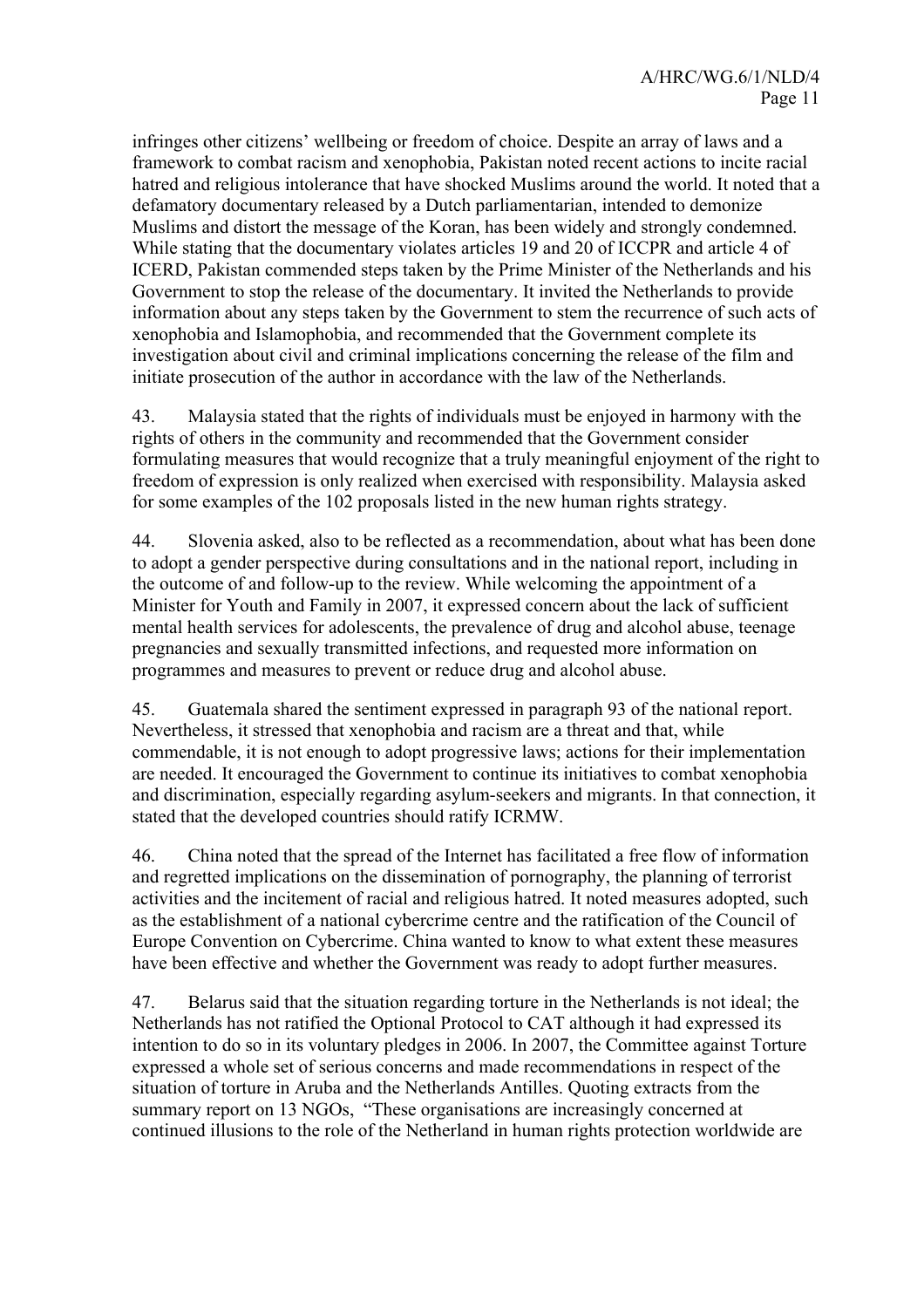infringes other citizens' wellbeing or freedom of choice. Despite an array of laws and a framework to combat racism and xenophobia, Pakistan noted recent actions to incite racial hatred and religious intolerance that have shocked Muslims around the world. It noted that a defamatory documentary released by a Dutch parliamentarian, intended to demonize Muslims and distort the message of the Koran, has been widely and strongly condemned. While stating that the documentary violates articles 19 and 20 of ICCPR and article 4 of ICERD, Pakistan commended steps taken by the Prime Minister of the Netherlands and his Government to stop the release of the documentary. It invited the Netherlands to provide information about any steps taken by the Government to stem the recurrence of such acts of xenophobia and Islamophobia, and recommended that the Government complete its investigation about civil and criminal implications concerning the release of the film and initiate prosecution of the author in accordance with the law of the Netherlands.

43. Malaysia stated that the rights of individuals must be enjoyed in harmony with the rights of others in the community and recommended that the Government consider formulating measures that would recognize that a truly meaningful enjoyment of the right to freedom of expression is only realized when exercised with responsibility. Malaysia asked for some examples of the 102 proposals listed in the new human rights strategy.

44. Slovenia asked, also to be reflected as a recommendation, about what has been done to adopt a gender perspective during consultations and in the national report, including in the outcome of and follow-up to the review. While welcoming the appointment of a Minister for Youth and Family in 2007, it expressed concern about the lack of sufficient mental health services for adolescents, the prevalence of drug and alcohol abuse, teenage pregnancies and sexually transmitted infections, and requested more information on programmes and measures to prevent or reduce drug and alcohol abuse.

45. Guatemala shared the sentiment expressed in paragraph 93 of the national report. Nevertheless, it stressed that xenophobia and racism are a threat and that, while commendable, it is not enough to adopt progressive laws; actions for their implementation are needed. It encouraged the Government to continue its initiatives to combat xenophobia and discrimination, especially regarding asylum-seekers and migrants. In that connection, it stated that the developed countries should ratify ICRMW.

46. China noted that the spread of the Internet has facilitated a free flow of information and regretted implications on the dissemination of pornography, the planning of terrorist activities and the incitement of racial and religious hatred. It noted measures adopted, such as the establishment of a national cybercrime centre and the ratification of the Council of Europe Convention on Cybercrime. China wanted to know to what extent these measures have been effective and whether the Government was ready to adopt further measures.

47. Belarus said that the situation regarding torture in the Netherlands is not ideal; the Netherlands has not ratified the Optional Protocol to CAT although it had expressed its intention to do so in its voluntary pledges in 2006. In 2007, the Committee against Torture expressed a whole set of serious concerns and made recommendations in respect of the situation of torture in Aruba and the Netherlands Antilles. Quoting extracts from the summary report on 13 NGOs, "These organisations are increasingly concerned at continued illusions to the role of the Netherland in human rights protection worldwide are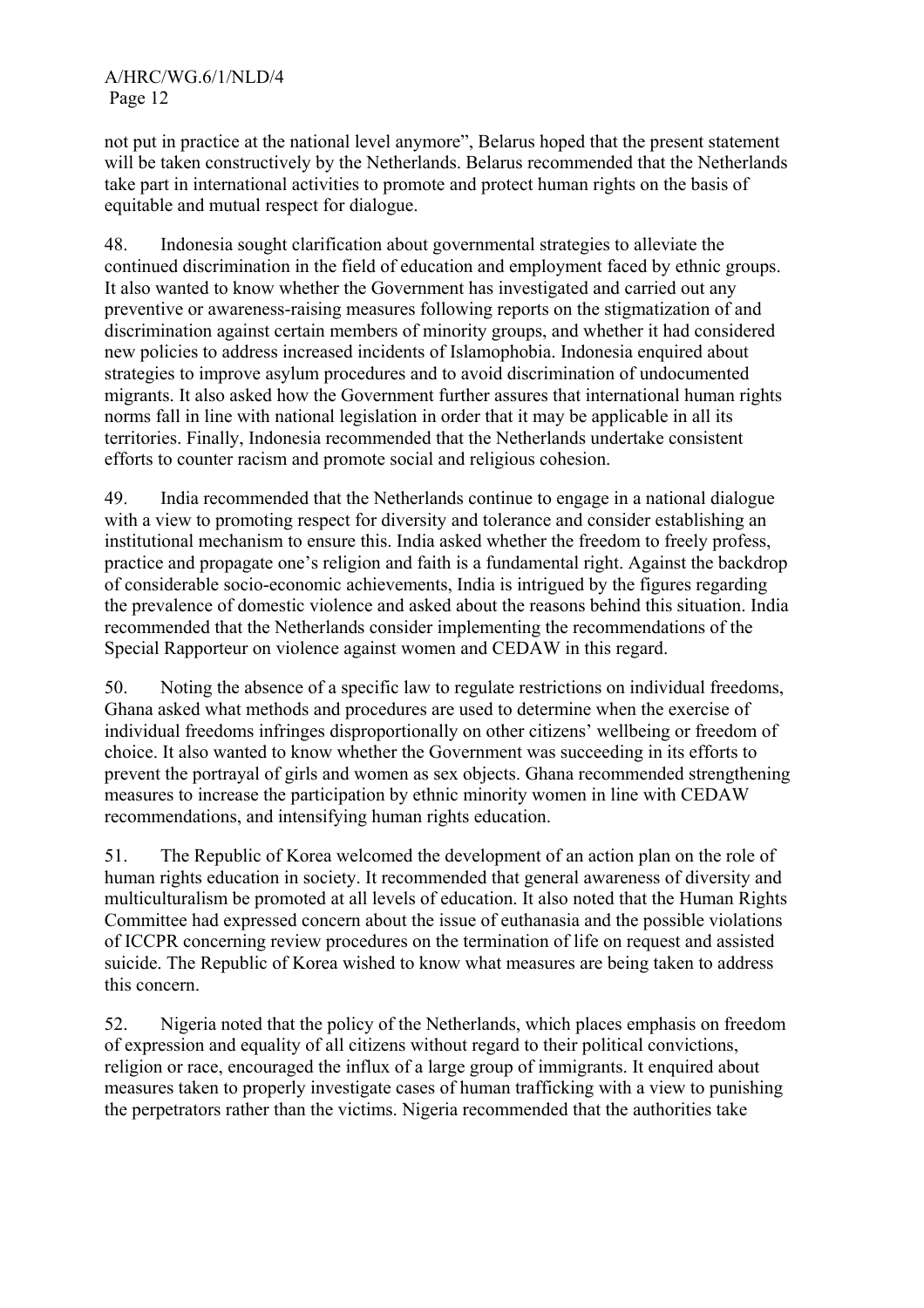not put in practice at the national level anymore", Belarus hoped that the present statement will be taken constructively by the Netherlands. Belarus recommended that the Netherlands take part in international activities to promote and protect human rights on the basis of equitable and mutual respect for dialogue.

48. Indonesia sought clarification about governmental strategies to alleviate the continued discrimination in the field of education and employment faced by ethnic groups. It also wanted to know whether the Government has investigated and carried out any preventive or awareness-raising measures following reports on the stigmatization of and discrimination against certain members of minority groups, and whether it had considered new policies to address increased incidents of Islamophobia. Indonesia enquired about strategies to improve asylum procedures and to avoid discrimination of undocumented migrants. It also asked how the Government further assures that international human rights norms fall in line with national legislation in order that it may be applicable in all its territories. Finally, Indonesia recommended that the Netherlands undertake consistent efforts to counter racism and promote social and religious cohesion.

49. India recommended that the Netherlands continue to engage in a national dialogue with a view to promoting respect for diversity and tolerance and consider establishing an institutional mechanism to ensure this. India asked whether the freedom to freely profess, practice and propagate one's religion and faith is a fundamental right. Against the backdrop of considerable socio-economic achievements, India is intrigued by the figures regarding the prevalence of domestic violence and asked about the reasons behind this situation. India recommended that the Netherlands consider implementing the recommendations of the Special Rapporteur on violence against women and CEDAW in this regard.

50. Noting the absence of a specific law to regulate restrictions on individual freedoms, Ghana asked what methods and procedures are used to determine when the exercise of individual freedoms infringes disproportionally on other citizens' wellbeing or freedom of choice. It also wanted to know whether the Government was succeeding in its efforts to prevent the portrayal of girls and women as sex objects. Ghana recommended strengthening measures to increase the participation by ethnic minority women in line with CEDAW recommendations, and intensifying human rights education.

51. The Republic of Korea welcomed the development of an action plan on the role of human rights education in society. It recommended that general awareness of diversity and multiculturalism be promoted at all levels of education. It also noted that the Human Rights Committee had expressed concern about the issue of euthanasia and the possible violations of ICCPR concerning review procedures on the termination of life on request and assisted suicide. The Republic of Korea wished to know what measures are being taken to address this concern.

52. Nigeria noted that the policy of the Netherlands, which places emphasis on freedom of expression and equality of all citizens without regard to their political convictions, religion or race, encouraged the influx of a large group of immigrants. It enquired about measures taken to properly investigate cases of human trafficking with a view to punishing the perpetrators rather than the victims. Nigeria recommended that the authorities take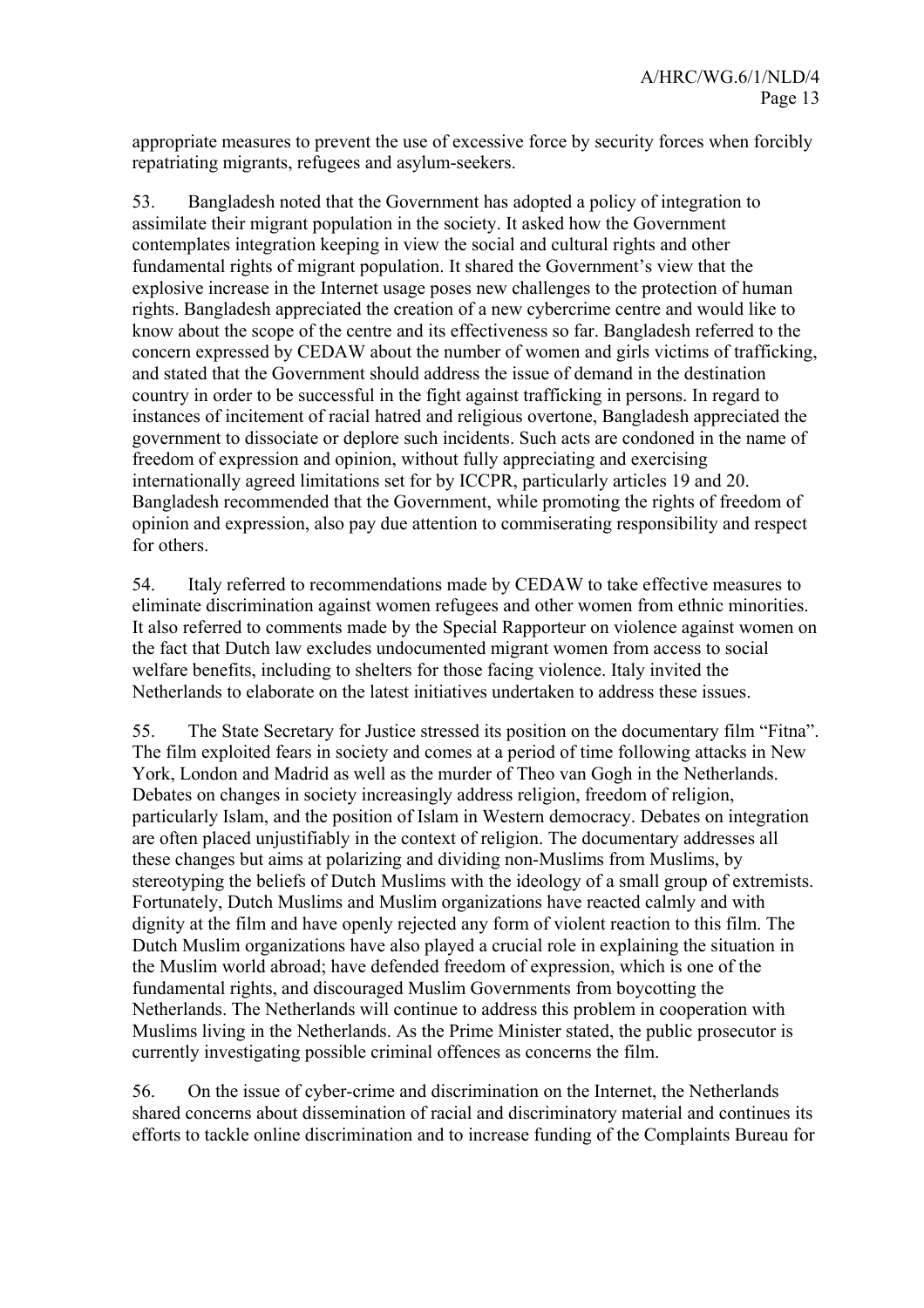appropriate measures to prevent the use of excessive force by security forces when forcibly repatriating migrants, refugees and asylum-seekers.

53. Bangladesh noted that the Government has adopted a policy of integration to assimilate their migrant population in the society. It asked how the Government contemplates integration keeping in view the social and cultural rights and other fundamental rights of migrant population. It shared the Government's view that the explosive increase in the Internet usage poses new challenges to the protection of human rights. Bangladesh appreciated the creation of a new cybercrime centre and would like to know about the scope of the centre and its effectiveness so far. Bangladesh referred to the concern expressed by CEDAW about the number of women and girls victims of trafficking, and stated that the Government should address the issue of demand in the destination country in order to be successful in the fight against trafficking in persons. In regard to instances of incitement of racial hatred and religious overtone, Bangladesh appreciated the government to dissociate or deplore such incidents. Such acts are condoned in the name of freedom of expression and opinion, without fully appreciating and exercising internationally agreed limitations set for by ICCPR, particularly articles 19 and 20. Bangladesh recommended that the Government, while promoting the rights of freedom of opinion and expression, also pay due attention to commiserating responsibility and respect for others.

54. Italy referred to recommendations made by CEDAW to take effective measures to eliminate discrimination against women refugees and other women from ethnic minorities. It also referred to comments made by the Special Rapporteur on violence against women on the fact that Dutch law excludes undocumented migrant women from access to social welfare benefits, including to shelters for those facing violence. Italy invited the Netherlands to elaborate on the latest initiatives undertaken to address these issues.

55. The State Secretary for Justice stressed its position on the documentary film "Fitna". The film exploited fears in society and comes at a period of time following attacks in New York, London and Madrid as well as the murder of Theo van Gogh in the Netherlands. Debates on changes in society increasingly address religion, freedom of religion, particularly Islam, and the position of Islam in Western democracy. Debates on integration are often placed unjustifiably in the context of religion. The documentary addresses all these changes but aims at polarizing and dividing non-Muslims from Muslims, by stereotyping the beliefs of Dutch Muslims with the ideology of a small group of extremists. Fortunately, Dutch Muslims and Muslim organizations have reacted calmly and with dignity at the film and have openly rejected any form of violent reaction to this film. The Dutch Muslim organizations have also played a crucial role in explaining the situation in the Muslim world abroad; have defended freedom of expression, which is one of the fundamental rights, and discouraged Muslim Governments from boycotting the Netherlands. The Netherlands will continue to address this problem in cooperation with Muslims living in the Netherlands. As the Prime Minister stated, the public prosecutor is currently investigating possible criminal offences as concerns the film.

56. On the issue of cyber-crime and discrimination on the Internet, the Netherlands shared concerns about dissemination of racial and discriminatory material and continues its efforts to tackle online discrimination and to increase funding of the Complaints Bureau for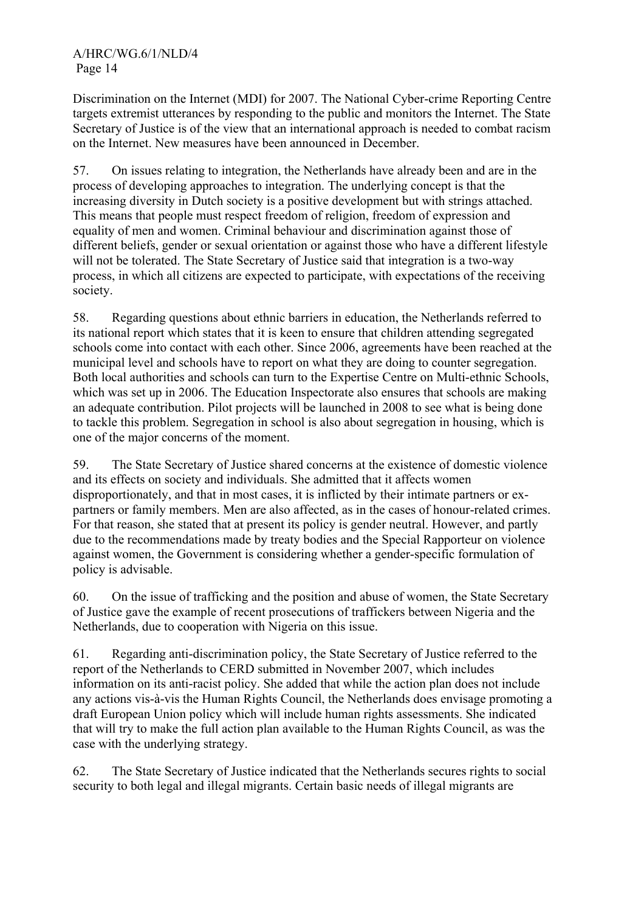Discrimination on the Internet (MDI) for 2007. The National Cyber-crime Reporting Centre targets extremist utterances by responding to the public and monitors the Internet. The State Secretary of Justice is of the view that an international approach is needed to combat racism on the Internet. New measures have been announced in December.

57. On issues relating to integration, the Netherlands have already been and are in the process of developing approaches to integration. The underlying concept is that the increasing diversity in Dutch society is a positive development but with strings attached. This means that people must respect freedom of religion, freedom of expression and equality of men and women. Criminal behaviour and discrimination against those of different beliefs, gender or sexual orientation or against those who have a different lifestyle will not be tolerated. The State Secretary of Justice said that integration is a two-way process, in which all citizens are expected to participate, with expectations of the receiving society.

58. Regarding questions about ethnic barriers in education, the Netherlands referred to its national report which states that it is keen to ensure that children attending segregated schools come into contact with each other. Since 2006, agreements have been reached at the municipal level and schools have to report on what they are doing to counter segregation. Both local authorities and schools can turn to the Expertise Centre on Multi-ethnic Schools, which was set up in 2006. The Education Inspectorate also ensures that schools are making an adequate contribution. Pilot projects will be launched in 2008 to see what is being done to tackle this problem. Segregation in school is also about segregation in housing, which is one of the major concerns of the moment.

59. The State Secretary of Justice shared concerns at the existence of domestic violence and its effects on society and individuals. She admitted that it affects women disproportionately, and that in most cases, it is inflicted by their intimate partners or ex-partners or family members. Men are also affected, as in the cases of honour-related crimes. For that reason, she stated that at present its policy is gender neutral. However, and partly due to the recommendations made by treaty bodies and the Special Rapporteur on violence against women, the Government is considering whether a gender-specific formulation of policy is advisable.

60. On the issue of trafficking and the position and abuse of women, the State Secretary of Justice gave the example of recent prosecutions of traffickers between Nigeria and the Netherlands, due to cooperation with Nigeria on this issue.

61. Regarding anti-discrimination policy, the State Secretary of Justice referred to the report of the Netherlands to CERD submitted in November 2007, which includes information on its anti-racist policy. She added that while the action plan does not include any actions vis-à-vis the Human Rights Council, the Netherlands does envisage promoting a draft European Union policy which will include human rights assessments. She indicated that will try to make the full action plan available to the Human Rights Council, as was the case with the underlying strategy.

62. The State Secretary of Justice indicated that the Netherlands secures rights to social security to both legal and illegal migrants. Certain basic needs of illegal migrants are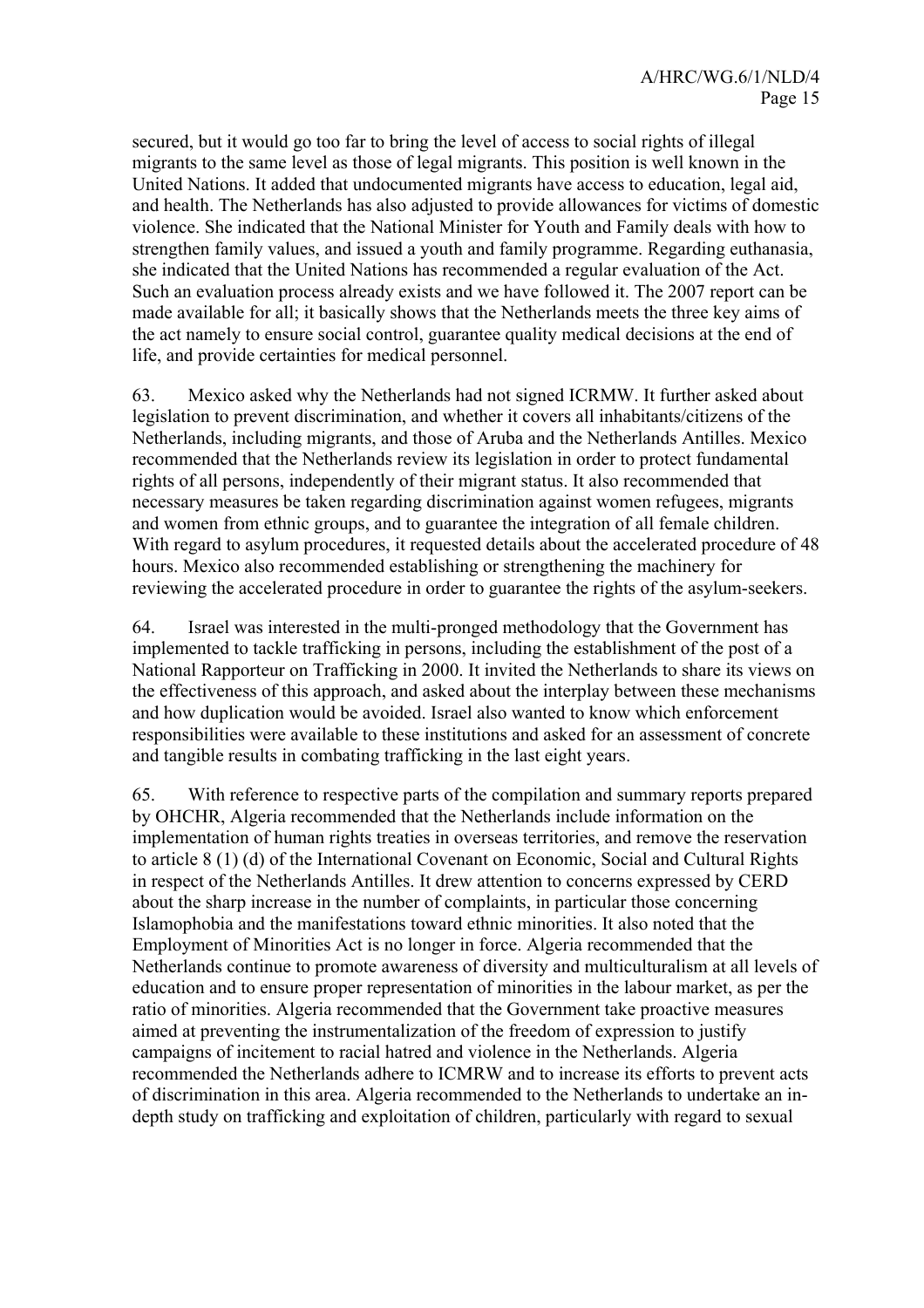secured, but it would go too far to bring the level of access to social rights of illegal migrants to the same level as those of legal migrants. This position is well known in the United Nations. It added that undocumented migrants have access to education, legal aid, and health. The Netherlands has also adjusted to provide allowances for victims of domestic violence. She indicated that the National Minister for Youth and Family deals with how to strengthen family values, and issued a youth and family programme. Regarding euthanasia, she indicated that the United Nations has recommended a regular evaluation of the Act. Such an evaluation process already exists and we have followed it. The 2007 report can be made available for all; it basically shows that the Netherlands meets the three key aims of the act namely to ensure social control, guarantee quality medical decisions at the end of life, and provide certainties for medical personnel.

63. Mexico asked why the Netherlands had not signed ICRMW. It further asked about legislation to prevent discrimination, and whether it covers all inhabitants/citizens of the Netherlands, including migrants, and those of Aruba and the Netherlands Antilles. Mexico recommended that the Netherlands review its legislation in order to protect fundamental rights of all persons, independently of their migrant status. It also recommended that necessary measures be taken regarding discrimination against women refugees, migrants and women from ethnic groups, and to guarantee the integration of all female children. With regard to asylum procedures, it requested details about the accelerated procedure of 48 hours. Mexico also recommended establishing or strengthening the machinery for reviewing the accelerated procedure in order to guarantee the rights of the asylum-seekers.

64. Israel was interested in the multi-pronged methodology that the Government has implemented to tackle trafficking in persons, including the establishment of the post of a National Rapporteur on Trafficking in 2000. It invited the Netherlands to share its views on the effectiveness of this approach, and asked about the interplay between these mechanisms and how duplication would be avoided. Israel also wanted to know which enforcement responsibilities were available to these institutions and asked for an assessment of concrete and tangible results in combating trafficking in the last eight years.

65. With reference to respective parts of the compilation and summary reports prepared by OHCHR, Algeria recommended that the Netherlands include information on the implementation of human rights treaties in overseas territories, and remove the reservation to article 8 (1) (d) of the International Covenant on Economic, Social and Cultural Rights in respect of the Netherlands Antilles. It drew attention to concerns expressed by CERD about the sharp increase in the number of complaints, in particular those concerning Islamophobia and the manifestations toward ethnic minorities. It also noted that the Employment of Minorities Act is no longer in force. Algeria recommended that the Netherlands continue to promote awareness of diversity and multiculturalism at all levels of education and to ensure proper representation of minorities in the labour market, as per the ratio of minorities. Algeria recommended that the Government take proactive measures aimed at preventing the instrumentalization of the freedom of expression to justify campaigns of incitement to racial hatred and violence in the Netherlands. Algeria recommended the Netherlands adhere to ICMRW and to increase its efforts to prevent acts of discrimination in this area. Algeria recommended to the Netherlands to undertake an in-depth study on trafficking and exploitation of children, particularly with regard to sexual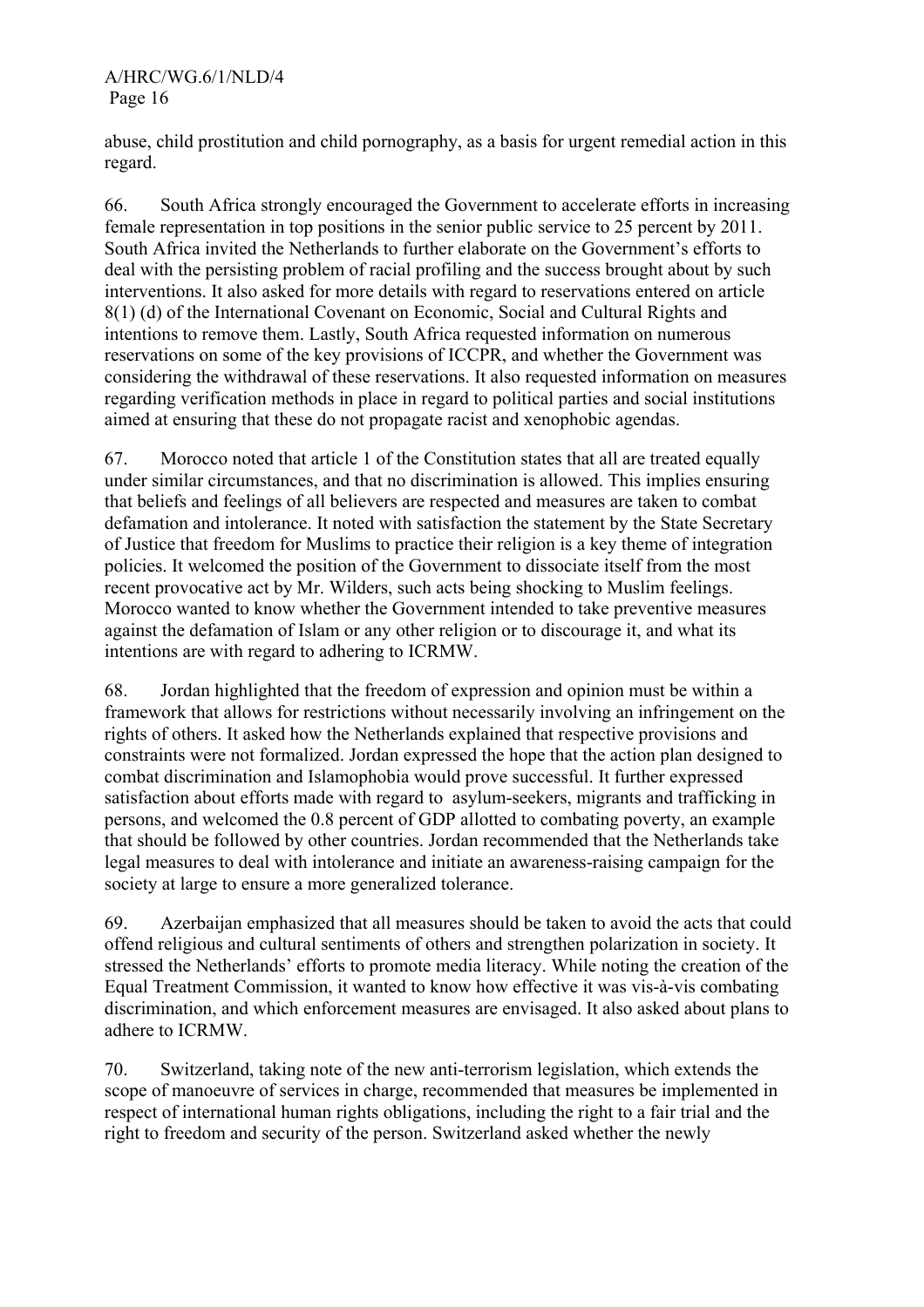abuse, child prostitution and child pornography, as a basis for urgent remedial action in this regard.

66. South Africa strongly encouraged the Government to accelerate efforts in increasing female representation in top positions in the senior public service to 25 percent by 2011. South Africa invited the Netherlands to further elaborate on the Government's efforts to deal with the persisting problem of racial profiling and the success brought about by such interventions. It also asked for more details with regard to reservations entered on article 8(1) (d) of the International Covenant on Economic, Social and Cultural Rights and intentions to remove them. Lastly, South Africa requested information on numerous reservations on some of the key provisions of ICCPR, and whether the Government was considering the withdrawal of these reservations. It also requested information on measures regarding verification methods in place in regard to political parties and social institutions aimed at ensuring that these do not propagate racist and xenophobic agendas.

67. Morocco noted that article 1 of the Constitution states that all are treated equally under similar circumstances, and that no discrimination is allowed. This implies ensuring that beliefs and feelings of all believers are respected and measures are taken to combat defamation and intolerance. It noted with satisfaction the statement by the State Secretary of Justice that freedom for Muslims to practice their religion is a key theme of integration policies. It welcomed the position of the Government to dissociate itself from the most recent provocative act by Mr. Wilders, such acts being shocking to Muslim feelings. Morocco wanted to know whether the Government intended to take preventive measures against the defamation of Islam or any other religion or to discourage it, and what its intentions are with regard to adhering to ICRMW.

68. Jordan highlighted that the freedom of expression and opinion must be within a framework that allows for restrictions without necessarily involving an infringement on the rights of others. It asked how the Netherlands explained that respective provisions and constraints were not formalized. Jordan expressed the hope that the action plan designed to combat discrimination and Islamophobia would prove successful. It further expressed satisfaction about efforts made with regard to asylum-seekers, migrants and trafficking in persons, and welcomed the 0.8 percent of GDP allotted to combating poverty, an example that should be followed by other countries. Jordan recommended that the Netherlands take legal measures to deal with intolerance and initiate an awareness-raising campaign for the society at large to ensure a more generalized tolerance.

69. Azerbaijan emphasized that all measures should be taken to avoid the acts that could offend religious and cultural sentiments of others and strengthen polarization in society. It stressed the Netherlands' efforts to promote media literacy. While noting the creation of the Equal Treatment Commission, it wanted to know how effective it was vis-à-vis combating discrimination, and which enforcement measures are envisaged. It also asked about plans to adhere to ICRMW.

70. Switzerland, taking note of the new anti-terrorism legislation, which extends the scope of manoeuvre of services in charge, recommended that measures be implemented in respect of international human rights obligations, including the right to a fair trial and the right to freedom and security of the person. Switzerland asked whether the newly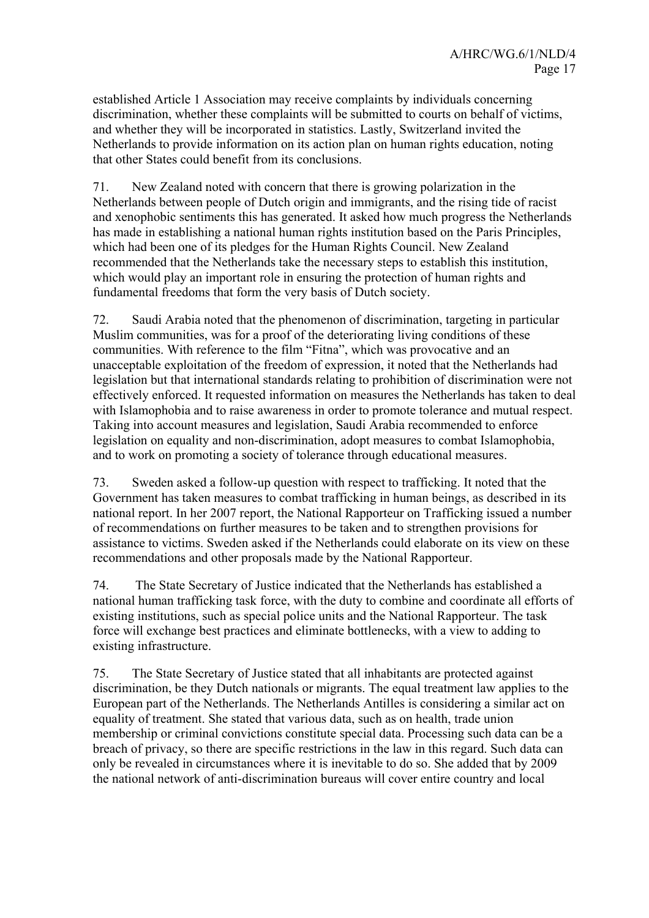established Article 1 Association may receive complaints by individuals concerning discrimination, whether these complaints will be submitted to courts on behalf of victims, and whether they will be incorporated in statistics. Lastly, Switzerland invited the Netherlands to provide information on its action plan on human rights education, noting that other States could benefit from its conclusions.

71. New Zealand noted with concern that there is growing polarization in the Netherlands between people of Dutch origin and immigrants, and the rising tide of racist and xenophobic sentiments this has generated. It asked how much progress the Netherlands has made in establishing a national human rights institution based on the Paris Principles, which had been one of its pledges for the Human Rights Council. New Zealand recommended that the Netherlands take the necessary steps to establish this institution, which would play an important role in ensuring the protection of human rights and fundamental freedoms that form the very basis of Dutch society.

72. Saudi Arabia noted that the phenomenon of discrimination, targeting in particular Muslim communities, was for a proof of the deteriorating living conditions of these communities. With reference to the film "Fitna", which was provocative and an unacceptable exploitation of the freedom of expression, it noted that the Netherlands had legislation but that international standards relating to prohibition of discrimination were not effectively enforced. It requested information on measures the Netherlands has taken to deal with Islamophobia and to raise awareness in order to promote tolerance and mutual respect. Taking into account measures and legislation, Saudi Arabia recommended to enforce legislation on equality and non-discrimination, adopt measures to combat Islamophobia, and to work on promoting a society of tolerance through educational measures.

73. Sweden asked a follow-up question with respect to trafficking. It noted that the Government has taken measures to combat trafficking in human beings, as described in its national report. In her 2007 report, the National Rapporteur on Trafficking issued a number of recommendations on further measures to be taken and to strengthen provisions for assistance to victims. Sweden asked if the Netherlands could elaborate on its view on these recommendations and other proposals made by the National Rapporteur.

74. The State Secretary of Justice indicated that the Netherlands has established a national human trafficking task force, with the duty to combine and coordinate all efforts of existing institutions, such as special police units and the National Rapporteur. The task force will exchange best practices and eliminate bottlenecks, with a view to adding to existing infrastructure.

75. The State Secretary of Justice stated that all inhabitants are protected against discrimination, be they Dutch nationals or migrants. The equal treatment law applies to the European part of the Netherlands. The Netherlands Antilles is considering a similar act on equality of treatment. She stated that various data, such as on health, trade union membership or criminal convictions constitute special data. Processing such data can be a breach of privacy, so there are specific restrictions in the law in this regard. Such data can only be revealed in circumstances where it is inevitable to do so. She added that by 2009 the national network of anti-discrimination bureaus will cover entire country and local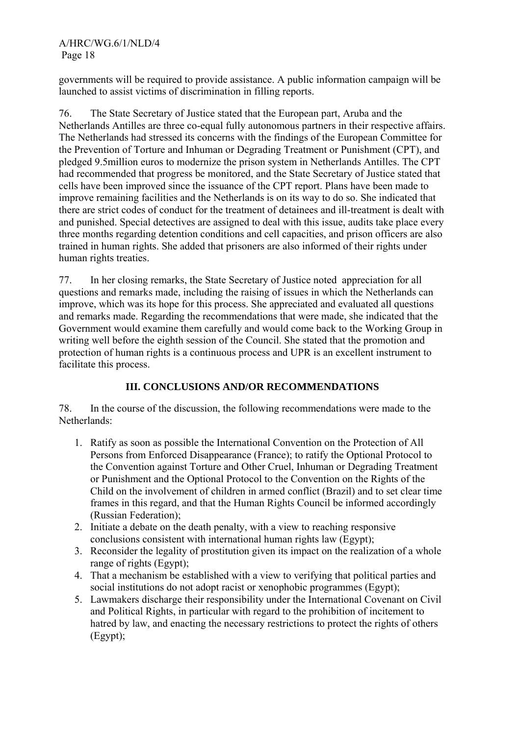governments will be required to provide assistance. A public information campaign will be launched to assist victims of discrimination in filling reports.

76. The State Secretary of Justice stated that the European part, Aruba and the Netherlands Antilles are three co-equal fully autonomous partners in their respective affairs. The Netherlands had stressed its concerns with the findings of the European Committee for the Prevention of Torture and Inhuman or Degrading Treatment or Punishment (CPT), and pledged 9.5million euros to modernize the prison system in Netherlands Antilles. The CPT had recommended that progress be monitored, and the State Secretary of Justice stated that cells have been improved since the issuance of the CPT report. Plans have been made to improve remaining facilities and the Netherlands is on its way to do so. She indicated that there are strict codes of conduct for the treatment of detainees and ill-treatment is dealt with and punished. Special detectives are assigned to deal with this issue, audits take place every three months regarding detention conditions and cell capacities, and prison officers are also trained in human rights. She added that prisoners are also informed of their rights under human rights treaties.

77. In her closing remarks, the State Secretary of Justice noted appreciation for all questions and remarks made, including the raising of issues in which the Netherlands can improve, which was its hope for this process. She appreciated and evaluated all questions and remarks made. Regarding the recommendations that were made, she indicated that the Government would examine them carefully and would come back to the Working Group in writing well before the eighth session of the Council. She stated that the promotion and protection of human rights is a continuous process and UPR is an excellent instrument to facilitate this process.

## III. CONCLUSIONS AND/OR RECOMMENDATIONS

78. In the course of the discussion, the following recommendations were made to the Netherlands:

1. Ratify as soon as possible the International Convention on the Protection of All Persons from Enforced Disappearance (France); to ratify the Optional Protocol to the Convention against Torture and Other Cruel, Inhuman or Degrading Treatment or Punishment and the Optional Protocol to the Convention on the Rights of the Child on the involvement of children in armed conflict (Brazil) and to set clear time frames in this regard, and that the Human Rights Council be informed accordingly (Russian Federation);
2. Initiate a debate on the death penalty, with a view to reaching responsive conclusions consistent with international human rights law (Egypt);
3. Reconsider the legality of prostitution given its impact on the realization of a whole range of rights (Egypt);
4. That a mechanism be established with a view to verifying that political parties and social institutions do not adopt racist or xenophobic programmes (Egypt);
5. Lawmakers discharge their responsibility under the International Covenant on Civil and Political Rights, in particular with regard to the prohibition of incitement to hatred by law, and enacting the necessary restrictions to protect the rights of others (Egypt);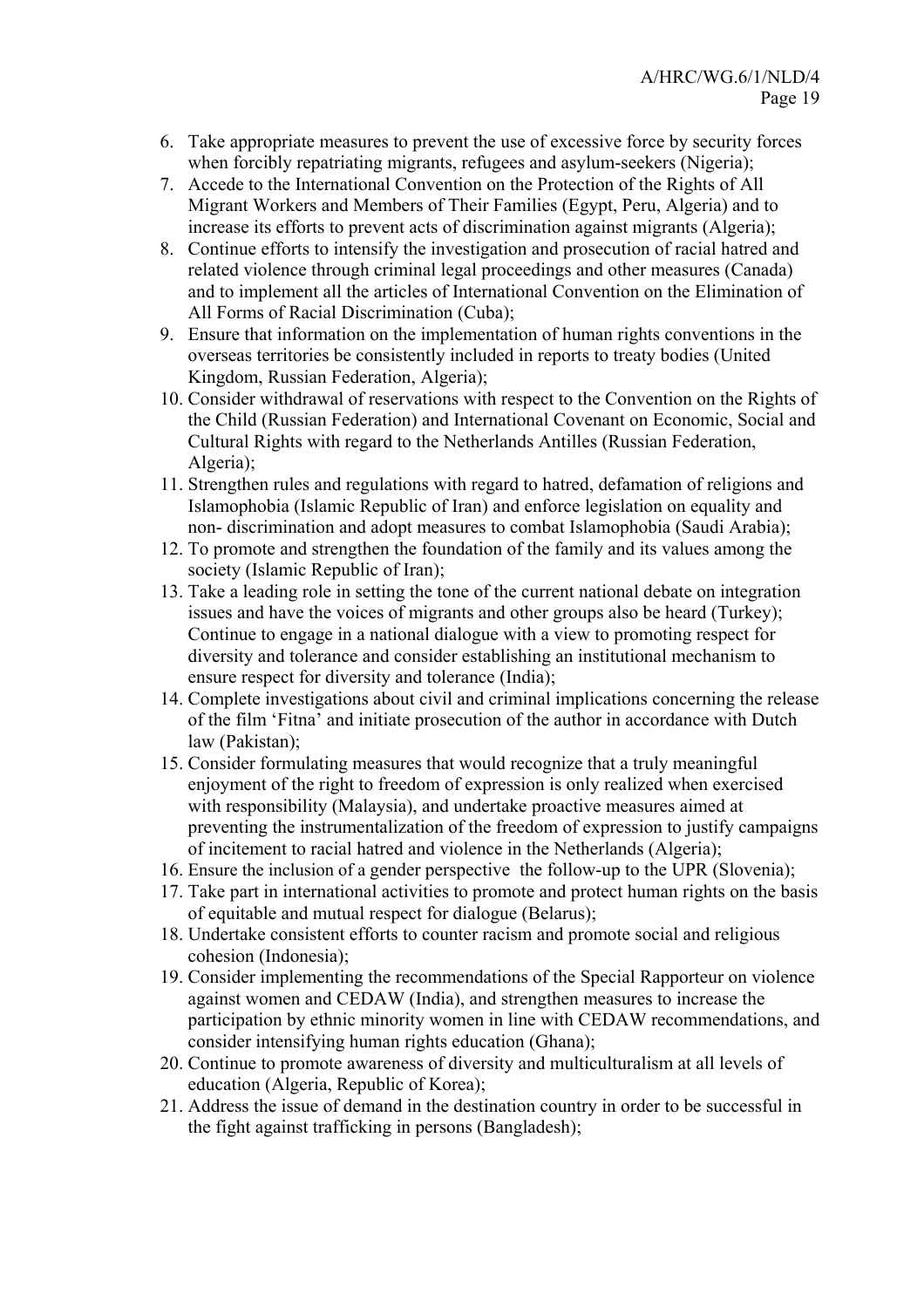6. Take appropriate measures to prevent the use of excessive force by security forces when forcibly repatriating migrants, refugees and asylum-seekers (Nigeria);
7. Accede to the International Convention on the Protection of the Rights of All Migrant Workers and Members of Their Families (Egypt, Peru, Algeria) and to increase its efforts to prevent acts of discrimination against migrants (Algeria);
8. Continue efforts to intensify the investigation and prosecution of racial hatred and related violence through criminal legal proceedings and other measures (Canada) and to implement all the articles of International Convention on the Elimination of All Forms of Racial Discrimination (Cuba);
9. Ensure that information on the implementation of human rights conventions in the overseas territories be consistently included in reports to treaty bodies (United Kingdom, Russian Federation, Algeria);
10. Consider withdrawal of reservations with respect to the Convention on the Rights of the Child (Russian Federation) and International Covenant on Economic, Social and Cultural Rights with regard to the Netherlands Antilles (Russian Federation, Algeria);
11. Strengthen rules and regulations with regard to hatred, defamation of religions and Islamophobia (Islamic Republic of Iran) and enforce legislation on equality and non- discrimination and adopt measures to combat Islamophobia (Saudi Arabia);
12. To promote and strengthen the foundation of the family and its values among the society (Islamic Republic of Iran);
13. Take a leading role in setting the tone of the current national debate on integration issues and have the voices of migrants and other groups also be heard (Turkey); Continue to engage in a national dialogue with a view to promoting respect for diversity and tolerance and consider establishing an institutional mechanism to ensure respect for diversity and tolerance (India);
14. Complete investigations about civil and criminal implications concerning the release of the film 'Fitna' and initiate prosecution of the author in accordance with Dutch law (Pakistan);
15. Consider formulating measures that would recognize that a truly meaningful enjoyment of the right to freedom of expression is only realized when exercised with responsibility (Malaysia), and undertake proactive measures aimed at preventing the instrumentalization of the freedom of expression to justify campaigns of incitement to racial hatred and violence in the Netherlands (Algeria);
16. Ensure the inclusion of a gender perspective the follow-up to the UPR (Slovenia);
17. Take part in international activities to promote and protect human rights on the basis of equitable and mutual respect for dialogue (Belarus);
18. Undertake consistent efforts to counter racism and promote social and religious cohesion (Indonesia);
19. Consider implementing the recommendations of the Special Rapporteur on violence against women and CEDAW (India), and strengthen measures to increase the participation by ethnic minority women in line with CEDAW recommendations, and consider intensifying human rights education (Ghana);
20. Continue to promote awareness of diversity and multiculturalism at all levels of education (Algeria, Republic of Korea);
21. Address the issue of demand in the destination country in order to be successful in the fight against trafficking in persons (Bangladesh);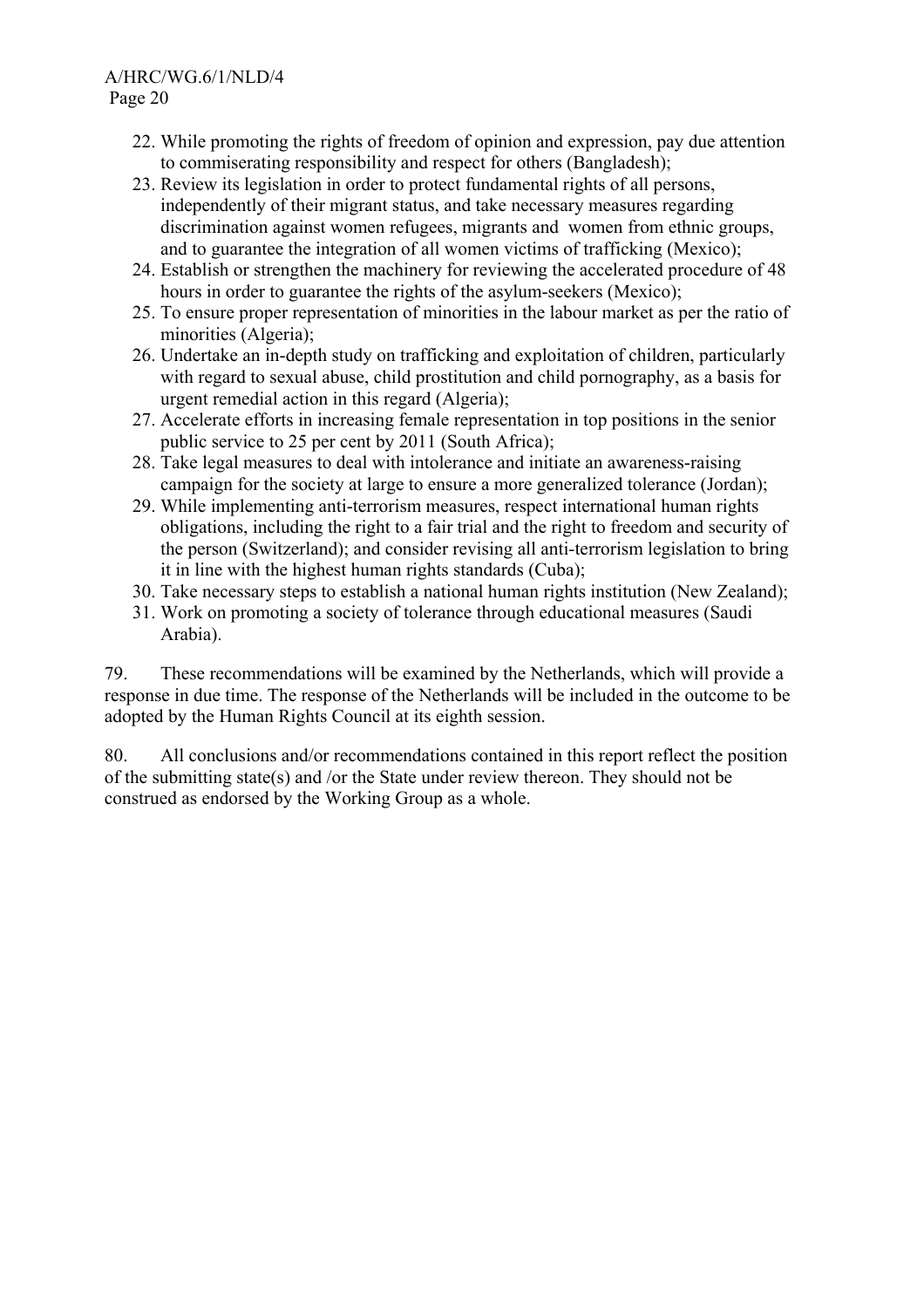22. While promoting the rights of freedom of opinion and expression, pay due attention to commiserating responsibility and respect for others (Bangladesh);
23. Review its legislation in order to protect fundamental rights of all persons, independently of their migrant status, and take necessary measures regarding discrimination against women refugees, migrants and women from ethnic groups, and to guarantee the integration of all women victims of trafficking (Mexico);
24. Establish or strengthen the machinery for reviewing the accelerated procedure of 48 hours in order to guarantee the rights of the asylum-seekers (Mexico);
25. To ensure proper representation of minorities in the labour market as per the ratio of minorities (Algeria);
26. Undertake an in-depth study on trafficking and exploitation of children, particularly with regard to sexual abuse, child prostitution and child pornography, as a basis for urgent remedial action in this regard (Algeria);
27. Accelerate efforts in increasing female representation in top positions in the senior public service to 25 per cent by 2011 (South Africa);
28. Take legal measures to deal with intolerance and initiate an awareness-raising campaign for the society at large to ensure a more generalized tolerance (Jordan);
29. While implementing anti-terrorism measures, respect international human rights obligations, including the right to a fair trial and the right to freedom and security of the person (Switzerland); and consider revising all anti-terrorism legislation to bring it in line with the highest human rights standards (Cuba);
30. Take necessary steps to establish a national human rights institution (New Zealand);
31. Work on promoting a society of tolerance through educational measures (Saudi Arabia).

79. These recommendations will be examined by the Netherlands, which will provide a response in due time. The response of the Netherlands will be included in the outcome to be adopted by the Human Rights Council at its eighth session.

80. All conclusions and/or recommendations contained in this report reflect the position of the submitting state(s) and /or the State under review thereon. They should not be construed as endorsed by the Working Group as a whole.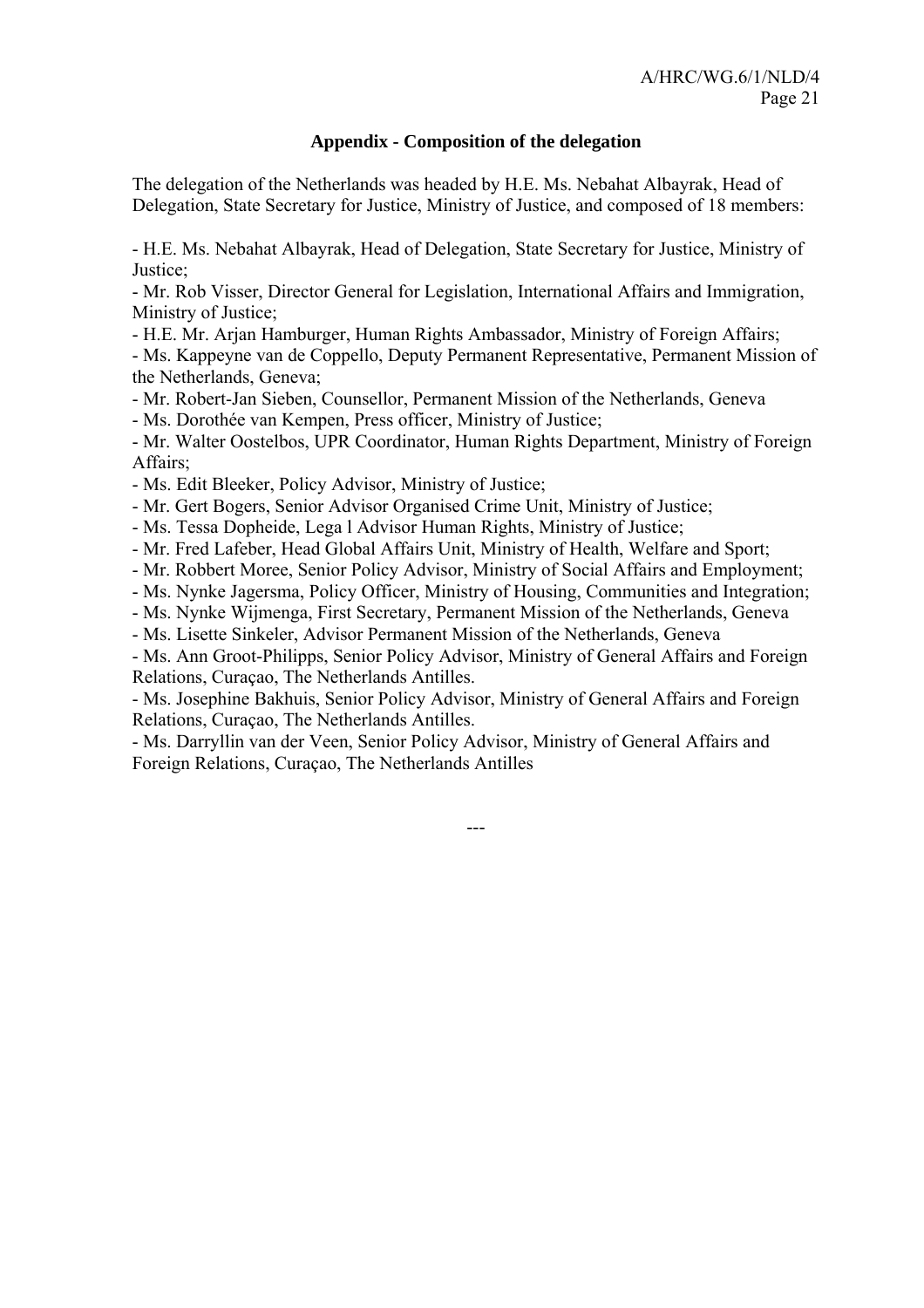## Appendix - Composition of the delegation

The delegation of the Netherlands was headed by H.E. Ms. Nebahat Albayrak, Head of Delegation, State Secretary for Justice, Ministry of Justice, and composed of 18 members:

- H.E. Ms. Nebahat Albayrak, Head of Delegation, State Secretary for Justice, Ministry of Justice;
- Mr. Rob Visser, Director General for Legislation, International Affairs and Immigration, Ministry of Justice;
- H.E. Mr. Arjan Hamburger, Human Rights Ambassador, Ministry of Foreign Affairs;
- Ms. Kappeyne van de Coppello, Deputy Permanent Representative, Permanent Mission of the Netherlands, Geneva;
- Mr. Robert-Jan Sieben, Counsellor, Permanent Mission of the Netherlands, Geneva
- Ms. Dorothée van Kempen, Press officer, Ministry of Justice;
- Mr. Walter Oostelbos, UPR Coordinator, Human Rights Department, Ministry of Foreign Affairs;
- Ms. Edit Bleeker, Policy Advisor, Ministry of Justice;
- Mr. Gert Bogers, Senior Advisor Organised Crime Unit, Ministry of Justice;
- Ms. Tessa Dopheide, Lega l Advisor Human Rights, Ministry of Justice;
- Mr. Fred Lafeber, Head Global Affairs Unit, Ministry of Health, Welfare and Sport;
- Mr. Robbert Moree, Senior Policy Advisor, Ministry of Social Affairs and Employment;
- Ms. Nynke Jagersma, Policy Officer, Ministry of Housing, Communities and Integration;
- Ms. Nynke Wijmenga, First Secretary, Permanent Mission of the Netherlands, Geneva
- Ms. Lisette Sinkeler, Advisor Permanent Mission of the Netherlands, Geneva
- Ms. Ann Groot-Philipps, Senior Policy Advisor, Ministry of General Affairs and Foreign Relations, Curaçao, The Netherlands Antilles.
- Ms. Josephine Bakhuis, Senior Policy Advisor, Ministry of General Affairs and Foreign Relations, Curaçao, The Netherlands Antilles.
- Ms. Darryllin van der Veen, Senior Policy Advisor, Ministry of General Affairs and Foreign Relations, Curaçao, The Netherlands Antilles

---